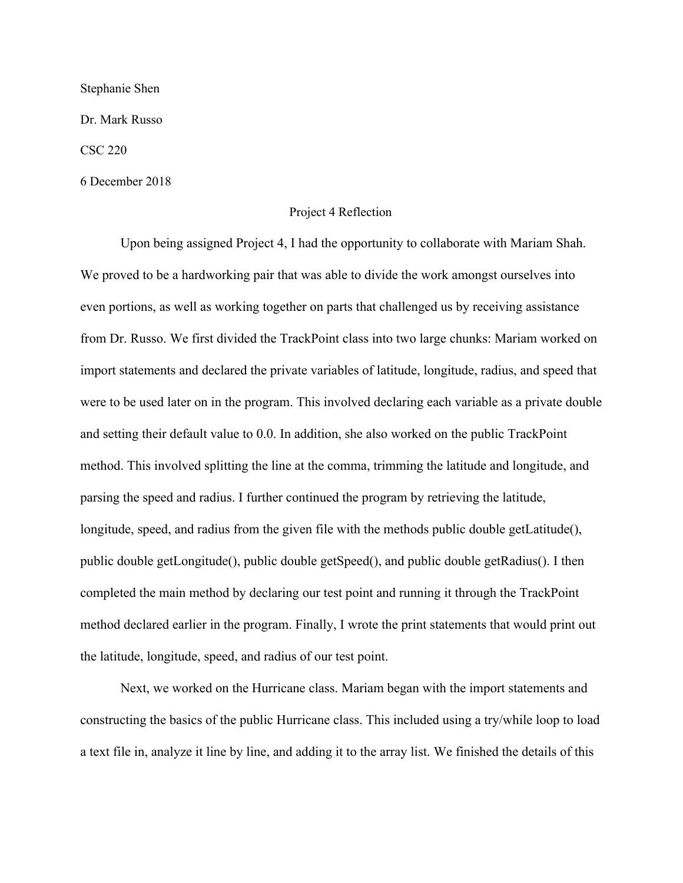Stephanie Shen

Dr. Mark Russo

CSC 220

6 December 2018

Project 4 Reflection

Upon being assigned Project 4, I had the opportunity to collaborate with Mariam Shah. We proved to be a hardworking pair that was able to divide the work amongst ourselves into even portions, as well as working together on parts that challenged us by receiving assistance from Dr. Russo. We first divided the TrackPoint class into two large chunks: Mariam worked on import statements and declared the private variables of latitude, longitude, radius, and speed that were to be used later on in the program. This involved declaring each variable as a private double and setting their default value to 0.0. In addition, she also worked on the public TrackPoint method. This involved splitting the line at the comma, trimming the latitude and longitude, and parsing the speed and radius. I further continued the program by retrieving the latitude, longitude, speed, and radius from the given file with the methods public double getLatitude(), public double getLongitude(), public double getSpeed(), and public double getRadius(). I then completed the main method by declaring our test point and running it through the TrackPoint method declared earlier in the program. Finally, I wrote the print statements that would print out the latitude, longitude, speed, and radius of our test point.

Next, we worked on the Hurricane class. Mariam began with the import statements and constructing the basics of the public Hurricane class. This included using a try/while loop to load a text file in, analyze it line by line, and adding it to the array list. We finished the details of this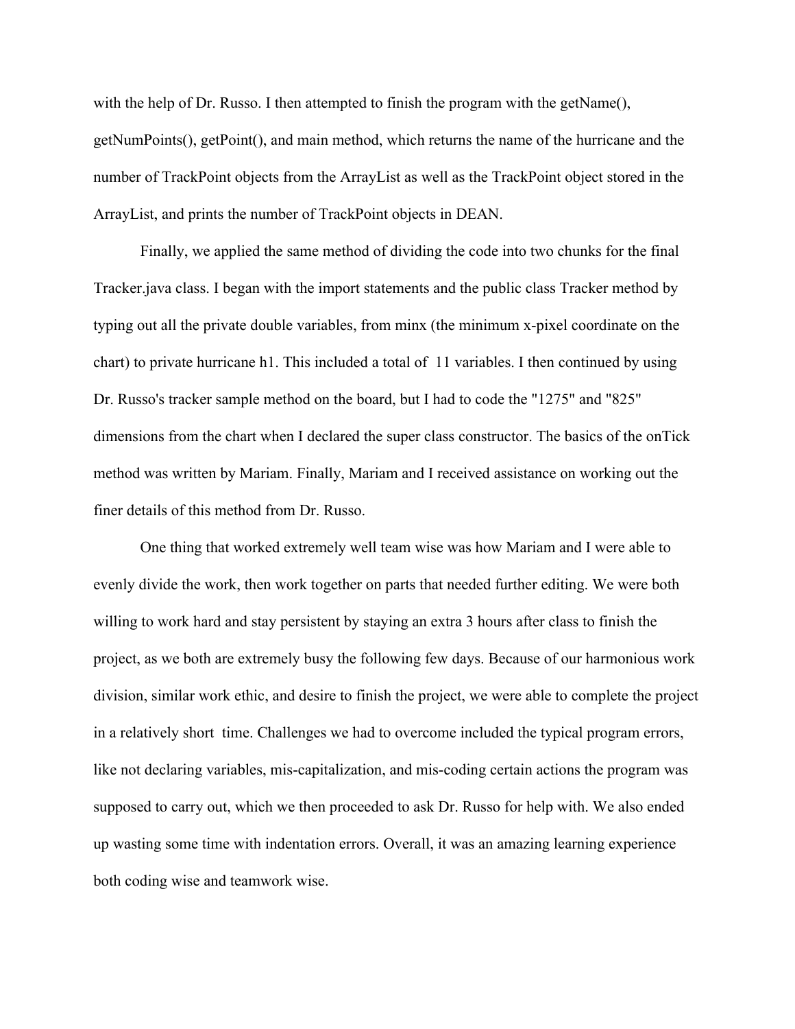with the help of Dr. Russo. I then attempted to finish the program with the getName(), getNumPoints(), getPoint(), and main method, which returns the name of the hurricane and the number of TrackPoint objects from the ArrayList as well as the TrackPoint object stored in the ArrayList, and prints the number of TrackPoint objects in DEAN.

Finally, we applied the same method of dividing the code into two chunks for the final Tracker.java class. I began with the import statements and the public class Tracker method by typing out all the private double variables, from minx (the minimum x-pixel coordinate on the chart) to private hurricane h1. This included a total of 11 variables. I then continued by using Dr. Russo's tracker sample method on the board, but I had to code the "1275" and "825" dimensions from the chart when I declared the super class constructor. The basics of the onTick method was written by Mariam. Finally, Mariam and I received assistance on working out the finer details of this method from Dr. Russo.

One thing that worked extremely well team wise was how Mariam and I were able to evenly divide the work, then work together on parts that needed further editing. We were both willing to work hard and stay persistent by staying an extra 3 hours after class to finish the project, as we both are extremely busy the following few days. Because of our harmonious work division, similar work ethic, and desire to finish the project, we were able to complete the project in a relatively short time. Challenges we had to overcome included the typical program errors, like not declaring variables, mis-capitalization, and mis-coding certain actions the program was supposed to carry out, which we then proceeded to ask Dr. Russo for help with. We also ended up wasting some time with indentation errors. Overall, it was an amazing learning experience both coding wise and teamwork wise.